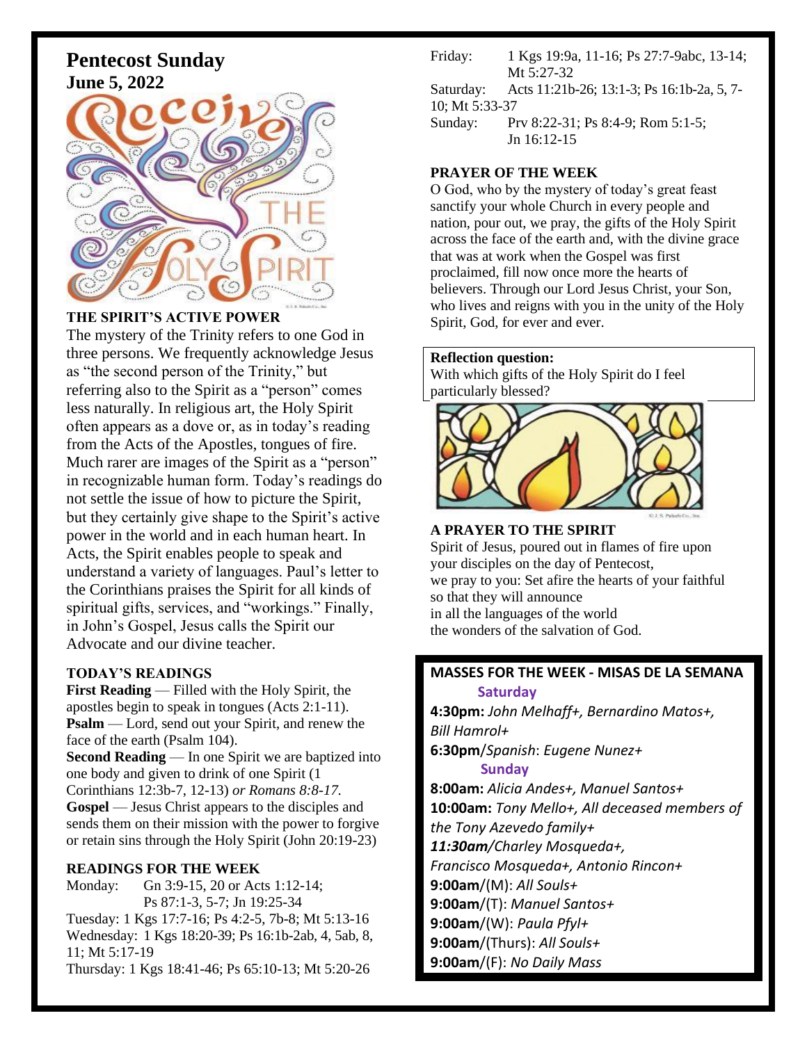# Pentecost Sunday
## June 5, 2022

### THE SPIRIT'S ACTIVE POWER

The mystery of the Trinity refers to one God in three persons. We frequently acknowledge Jesus as "the second person of the Trinity," but referring also to the Spirit as a "person" comes less naturally. In religious art, the Holy Spirit often appears as a dove or, as in today's reading from the Acts of the Apostles, tongues of fire. Much rarer are images of the Spirit as a "person" in recognizable human form. Today's readings do not settle the issue of how to picture the Spirit, but they certainly give shape to the Spirit's active power in the world and in each human heart. In Acts, the Spirit enables people to speak and understand a variety of languages. Paul's letter to the Corinthians praises the Spirit for all kinds of spiritual gifts, services, and "workings." Finally, in John's Gospel, Jesus calls the Spirit our Advocate and our divine teacher.

### TODAY'S READINGS

**First Reading** — Filled with the Holy Spirit, the apostles begin to speak in tongues (Acts 2:1-11).
**Psalm** — Lord, send out your Spirit, and renew the face of the earth (Psalm 104).
**Second Reading** — In one Spirit we are baptized into one body and given to drink of one Spirit (1 Corinthians 12:3b-7, 12-13) *or Romans 8:8-17.*
**Gospel** — Jesus Christ appears to the disciples and sends them on their mission with the power to forgive or retain sins through the Holy Spirit (John 20:19-23)

### READINGS FOR THE WEEK

Monday: Gn 3:9-15, 20 or Acts 1:12-14; Ps 87:1-3, 5-7; Jn 19:25-34
Tuesday: 1 Kgs 17:7-16; Ps 4:2-5, 7b-8; Mt 5:13-16
Wednesday: 1 Kgs 18:20-39; Ps 16:1b-2ab, 4, 5ab, 8, 11; Mt 5:17-19
Thursday: 1 Kgs 18:41-46; Ps 65:10-13; Mt 5:20-26
Friday: 1 Kgs 19:9a, 11-16; Ps 27:7-9abc, 13-14; Mt 5:27-32
Saturday: Acts 11:21b-26; 13:1-3; Ps 16:1b-2a, 5, 7-10; Mt 5:33-37
Sunday: Prv 8:22-31; Ps 8:4-9; Rom 5:1-5; Jn 16:12-15

### PRAYER OF THE WEEK

O God, who by the mystery of today's great feast sanctify your whole Church in every people and nation, pour out, we pray, the gifts of the Holy Spirit across the face of the earth and, with the divine grace that was at work when the Gospel was first proclaimed, fill now once more the hearts of believers. Through our Lord Jesus Christ, your Son, who lives and reigns with you in the unity of the Holy Spirit, God, for ever and ever.

**Reflection question:**
With which gifts of the Holy Spirit do I feel particularly blessed?

### A PRAYER TO THE SPIRIT

Spirit of Jesus, poured out in flames of fire upon your disciples on the day of Pentecost,
we pray to you: Set afire the hearts of your faithful
so that they will announce
in all the languages of the world
the wonders of the salvation of God.

### MASSES FOR THE WEEK - MISAS DE LA SEMANA

**Saturday**
**4:30pm:** *John Melhaff+, Bernardino Matos+, Bill Hamrol+*
**6:30pm**/*Spanish*: *Eugene Nunez+*

**Sunday**
**8:00am:** *Alicia Andes+, Manuel Santos+*
**10:00am:** *Tony Mello+, All deceased members of the Tony Azevedo family+*
***11:30am****/Charley Mosqueda+, Francisco Mosqueda+, Antonio Rincon+*
**9:00am**/(M): *All Souls+*
**9:00am**/(T): *Manuel Santos+*
**9:00am**/(W): *Paula Pfyl+*
**9:00am**/(Thurs): *All Souls+*
**9:00am**/(F): *No Daily Mass*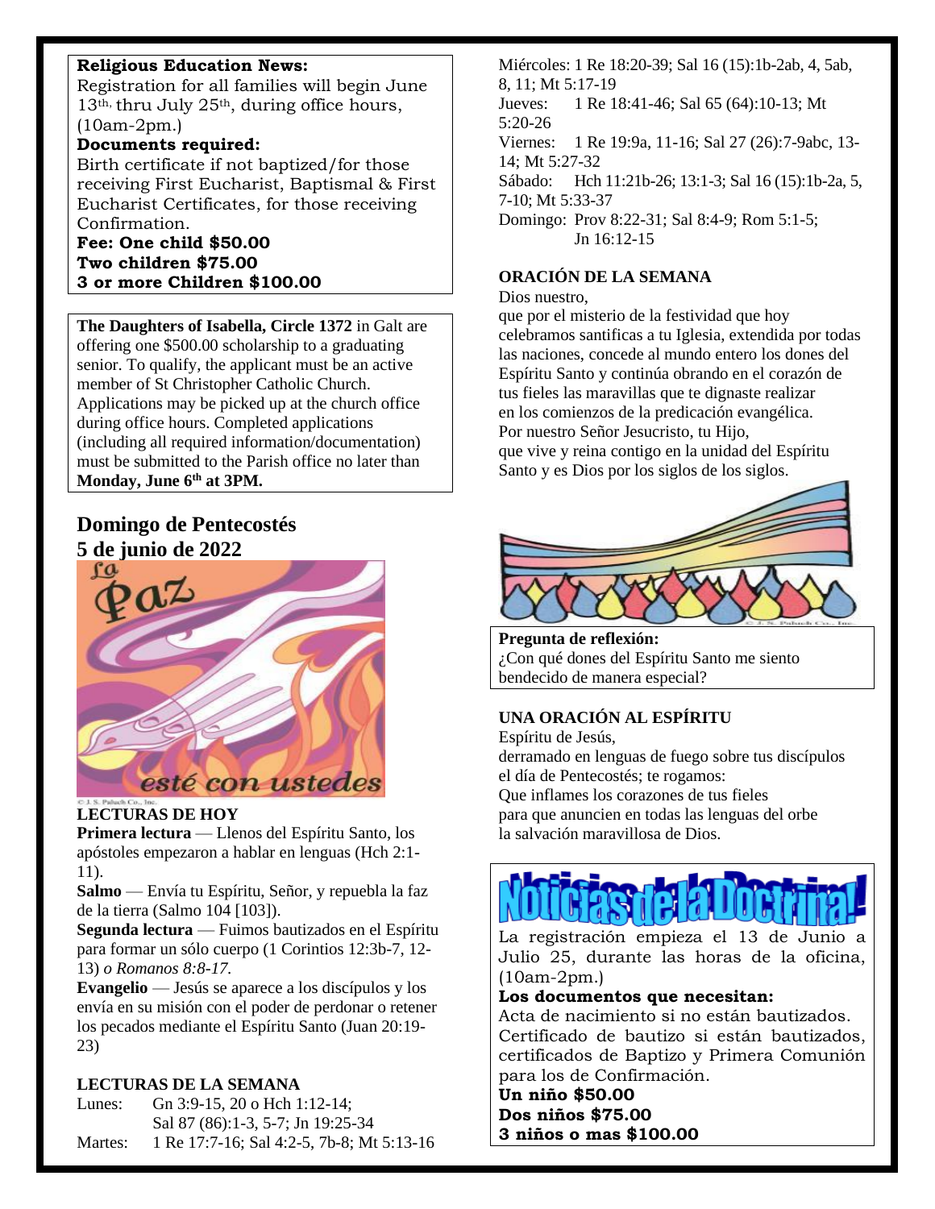**Religious Education News:**

Registration for all families will begin June 13th, thru July 25th, during office hours, (10am-2pm.)

**Documents required:**

Birth certificate if not baptized/for those receiving First Eucharist, Baptismal & First Eucharist Certificates, for those receiving Confirmation.

**Fee: One child $50.00**
**Two children $75.00**
**3 or more Children $100.00**

**The Daughters of Isabella, Circle 1372** in Galt are offering one $500.00 scholarship to a graduating senior. To qualify, the applicant must be an active member of St Christopher Catholic Church. Applications may be picked up at the church office during office hours. Completed applications (including all required information/documentation) must be submitted to the Parish office no later than **Monday, June 6th at 3PM.**

## Domingo de Pentecostés
## 5 de junio de 2022

### LECTURAS DE HOY

**Primera lectura** — Llenos del Espíritu Santo, los apóstoles empezaron a hablar en lenguas (Hch 2:1-11).

**Salmo** — Envía tu Espíritu, Señor, y repuebla la faz de la tierra (Salmo 104 [103]).

**Segunda lectura** — Fuimos bautizados en el Espíritu para formar un sólo cuerpo (1 Corintios 12:3b-7, 12-13) *o Romanos 8:8-17.*

**Evangelio** — Jesús se aparece a los discípulos y los envía en su misión con el poder de perdonar o retener los pecados mediante el Espíritu Santo (Juan 20:19-23)

### LECTURAS DE LA SEMANA

Lunes: Gn 3:9-15, 20 o Hch 1:12-14; Sal 87 (86):1-3, 5-7; Jn 19:25-34
Martes: 1 Re 17:7-16; Sal 4:2-5, 7b-8; Mt 5:13-16
Miércoles: 1 Re 18:20-39; Sal 16 (15):1b-2ab, 4, 5ab, 8, 11; Mt 5:17-19
Jueves: 1 Re 18:41-46; Sal 65 (64):10-13; Mt 5:20-26
Viernes: 1 Re 19:9a, 11-16; Sal 27 (26):7-9abc, 13-14; Mt 5:27-32
Sábado: Hch 11:21b-26; 13:1-3; Sal 16 (15):1b-2a, 5, 7-10; Mt 5:33-37
Domingo: Prov 8:22-31; Sal 8:4-9; Rom 5:1-5; Jn 16:12-15

### ORACIÓN DE LA SEMANA

Dios nuestro,
que por el misterio de la festividad que hoy celebramos santificas a tu Iglesia, extendida por todas las naciones, concede al mundo entero los dones del Espíritu Santo y continúa obrando en el corazón de tus fieles las maravillas que te dignaste realizar en los comienzos de la predicación evangélica.
Por nuestro Señor Jesucristo, tu Hijo,
que vive y reina contigo en la unidad del Espíritu Santo y es Dios por los siglos de los siglos.

**Pregunta de reflexión:**
¿Con qué dones del Espíritu Santo me siento bendecido de manera especial?

### UNA ORACIÓN AL ESPÍRITU

Espíritu de Jesús,
derramado en lenguas de fuego sobre tus discípulos
el día de Pentecostés; te rogamos:
Que inflames los corazones de tus fieles
para que anuncien en todas las lenguas del orbe
la salvación maravillosa de Dios.

## Noticias de la Doctrina!

La registración empieza el 13 de Junio a Julio 25, durante las horas de la oficina, (10am-2pm.)

**Los documentos que necesitan:**

Acta de nacimiento si no están bautizados. Certificado de bautizo si están bautizados, certificados de Baptizo y Primera Comunión para los de Confirmación.

**Un niño $50.00**
**Dos niños $75.00**
**3 niños o mas $100.00**